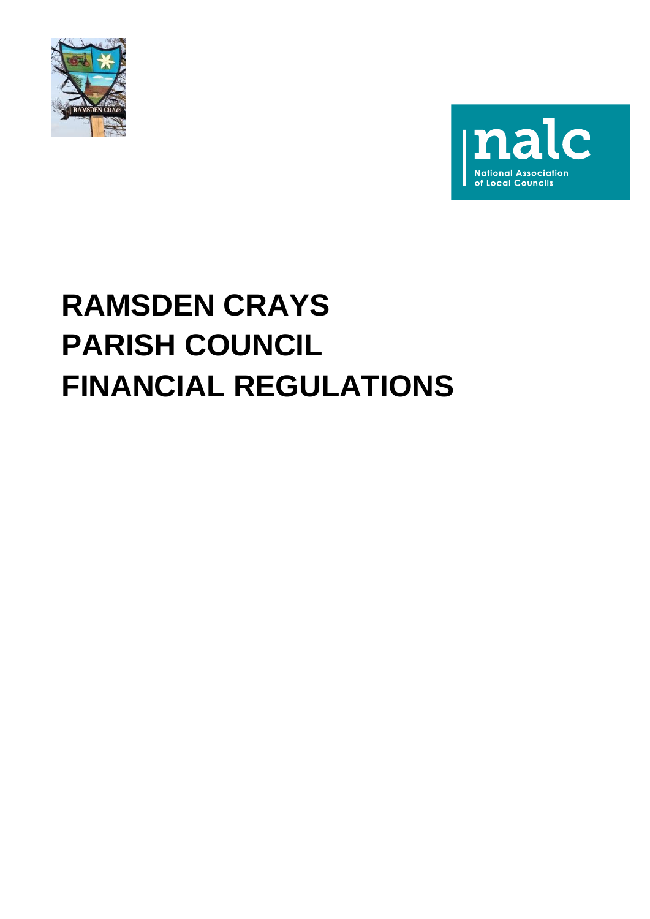# RAMSDEN CRAYS PARISH COUNCIL FINANCIAL REGULATIONS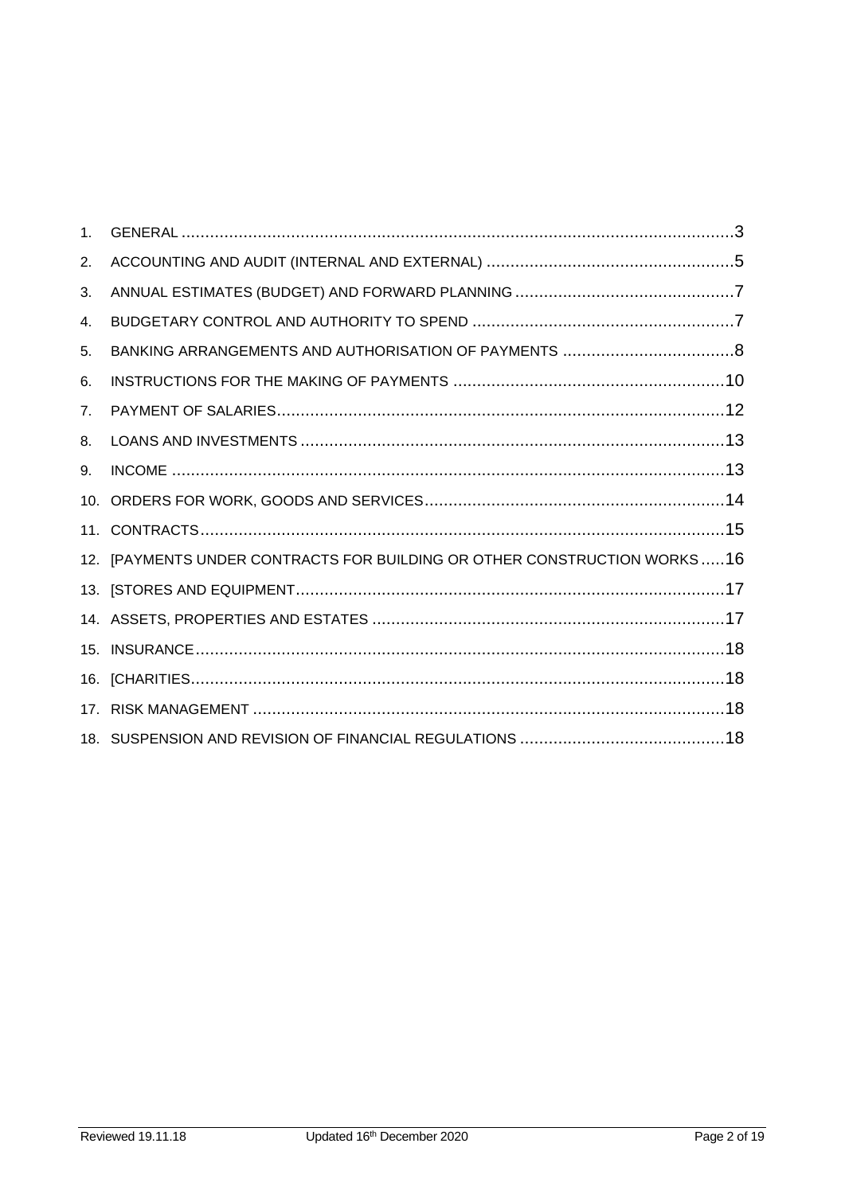1. GENERAL ....................................................................................................................3
2. ACCOUNTING AND AUDIT (INTERNAL AND EXTERNAL) ....................................................5
3. ANNUAL ESTIMATES (BUDGET) AND FORWARD PLANNING .............................................7
4. BUDGETARY CONTROL AND AUTHORITY TO SPEND .......................................................7
5. BANKING ARRANGEMENTS AND AUTHORISATION OF PAYMENTS ....................................8
6. INSTRUCTIONS FOR THE MAKING OF PAYMENTS .........................................................10
7. PAYMENT OF SALARIES.............................................................................................12
8. LOANS AND INVESTMENTS .........................................................................................13
9. INCOME ....................................................................................................................13
10. ORDERS FOR WORK, GOODS AND SERVICES...............................................................14
11. CONTRACTS..............................................................................................................15
12. [PAYMENTS UNDER CONTRACTS FOR BUILDING OR OTHER CONSTRUCTION WORKS .....16
13. [STORES AND EQUIPMENT..........................................................................................17
14. ASSETS, PROPERTIES AND ESTATES ..........................................................................17
15. INSURANCE...............................................................................................................18
16. [CHARITIES................................................................................................................18
17. RISK MANAGEMENT ...................................................................................................18
18. SUSPENSION AND REVISION OF FINANCIAL REGULATIONS ...........................................18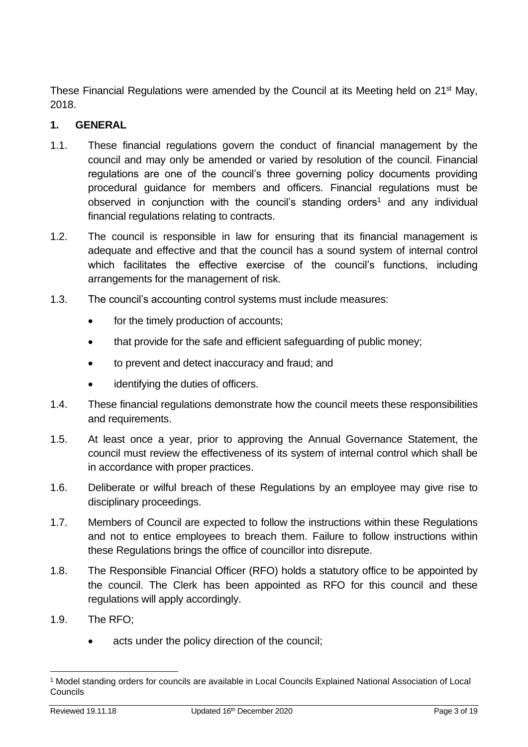These Financial Regulations were amended by the Council at its Meeting held on 21st May, 2018.

## 1. GENERAL

1.1. These financial regulations govern the conduct of financial management by the council and may only be amended or varied by resolution of the council. Financial regulations are one of the council's three governing policy documents providing procedural guidance for members and officers. Financial regulations must be observed in conjunction with the council's standing orders[1] and any individual financial regulations relating to contracts.

1.2. The council is responsible in law for ensuring that its financial management is adequate and effective and that the council has a sound system of internal control which facilitates the effective exercise of the council's functions, including arrangements for the management of risk.

1.3. The council's accounting control systems must include measures:

- for the timely production of accounts;
- that provide for the safe and efficient safeguarding of public money;
- to prevent and detect inaccuracy and fraud; and
- identifying the duties of officers.

1.4. These financial regulations demonstrate how the council meets these responsibilities and requirements.

1.5. At least once a year, prior to approving the Annual Governance Statement, the council must review the effectiveness of its system of internal control which shall be in accordance with proper practices.

1.6. Deliberate or wilful breach of these Regulations by an employee may give rise to disciplinary proceedings.

1.7. Members of Council are expected to follow the instructions within these Regulations and not to entice employees to breach them. Failure to follow instructions within these Regulations brings the office of councillor into disrepute.

1.8. The Responsible Financial Officer (RFO) holds a statutory office to be appointed by the council. The Clerk has been appointed as RFO for this council and these regulations will apply accordingly.

1.9. The RFO;

- acts under the policy direction of the council;

[1] Model standing orders for councils are available in Local Councils Explained National Association of Local Councils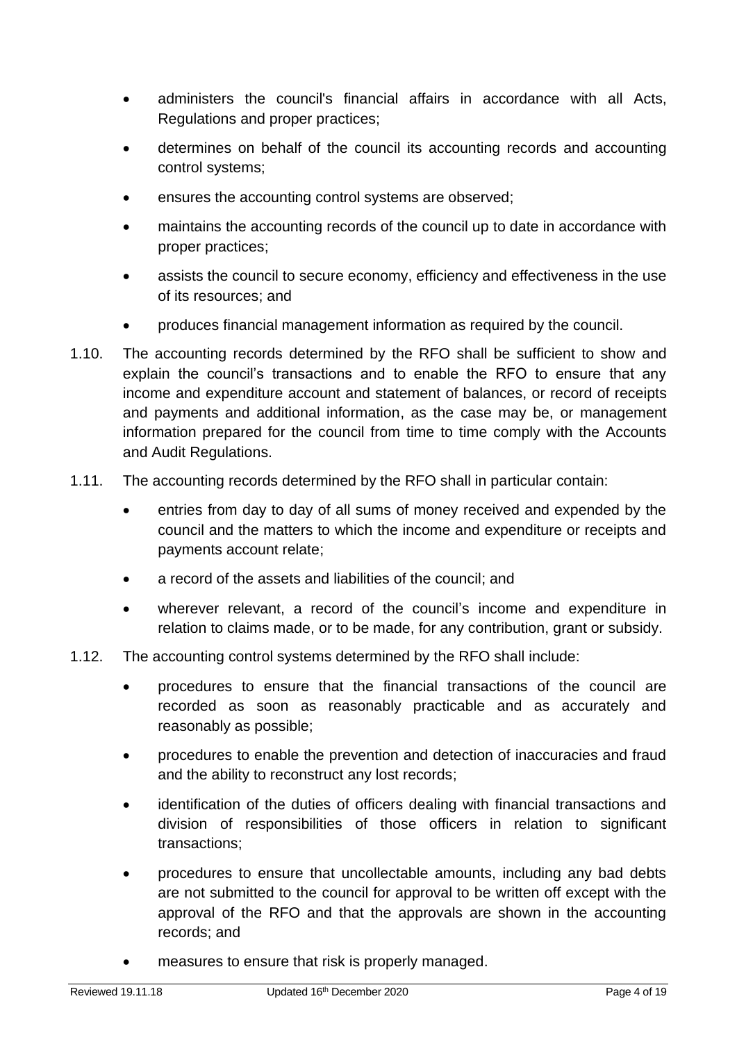- administers the council's financial affairs in accordance with all Acts, Regulations and proper practices;
- determines on behalf of the council its accounting records and accounting control systems;
- ensures the accounting control systems are observed;
- maintains the accounting records of the council up to date in accordance with proper practices;
- assists the council to secure economy, efficiency and effectiveness in the use of its resources; and
- produces financial management information as required by the council.

1.10. The accounting records determined by the RFO shall be sufficient to show and explain the council's transactions and to enable the RFO to ensure that any income and expenditure account and statement of balances, or record of receipts and payments and additional information, as the case may be, or management information prepared for the council from time to time comply with the Accounts and Audit Regulations.

1.11. The accounting records determined by the RFO shall in particular contain:

- entries from day to day of all sums of money received and expended by the council and the matters to which the income and expenditure or receipts and payments account relate;
- a record of the assets and liabilities of the council; and
- wherever relevant, a record of the council's income and expenditure in relation to claims made, or to be made, for any contribution, grant or subsidy.

1.12. The accounting control systems determined by the RFO shall include:

- procedures to ensure that the financial transactions of the council are recorded as soon as reasonably practicable and as accurately and reasonably as possible;
- procedures to enable the prevention and detection of inaccuracies and fraud and the ability to reconstruct any lost records;
- identification of the duties of officers dealing with financial transactions and division of responsibilities of those officers in relation to significant transactions;
- procedures to ensure that uncollectable amounts, including any bad debts are not submitted to the council for approval to be written off except with the approval of the RFO and that the approvals are shown in the accounting records; and
- measures to ensure that risk is properly managed.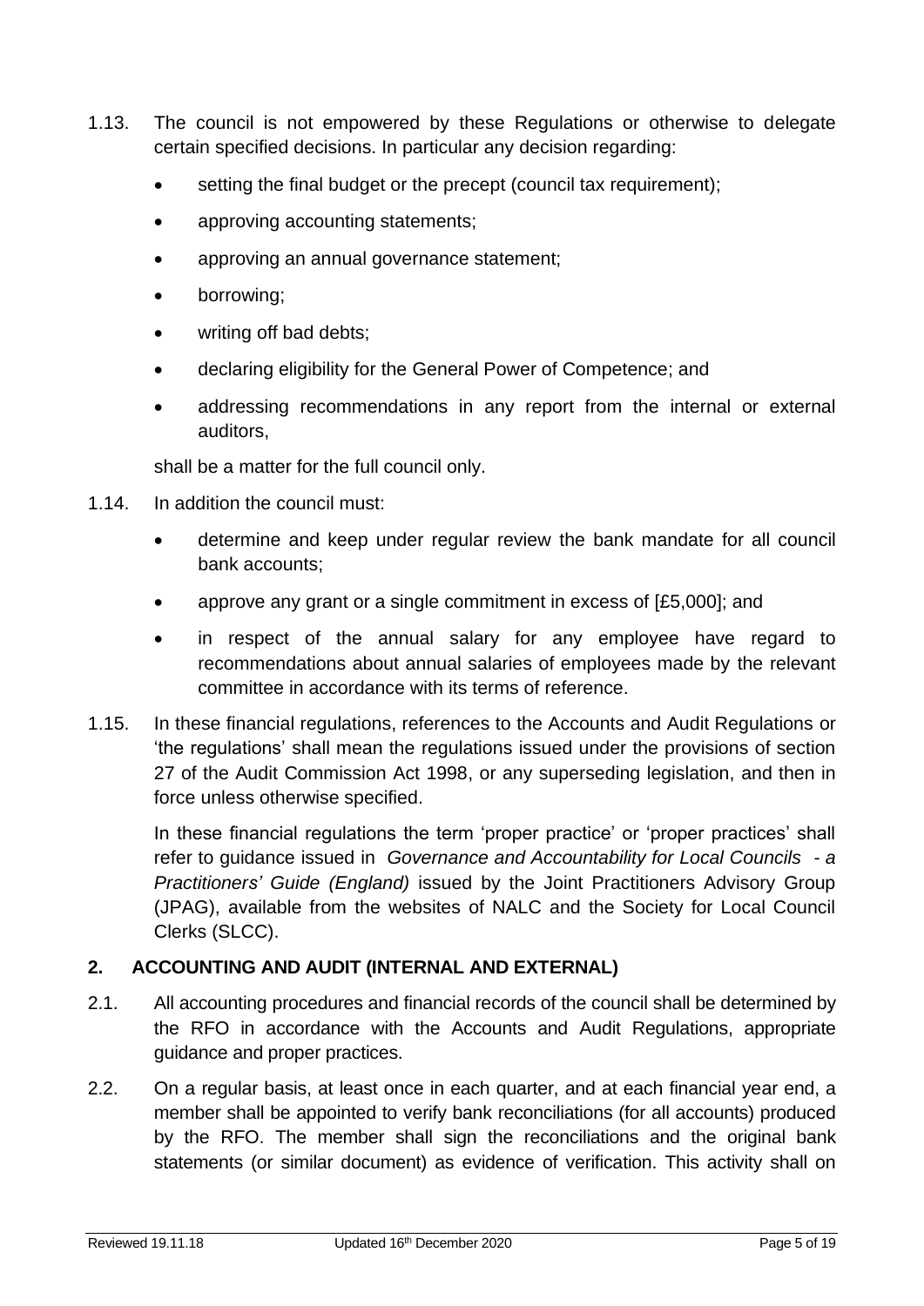1.13. The council is not empowered by these Regulations or otherwise to delegate certain specified decisions. In particular any decision regarding:

- setting the final budget or the precept (council tax requirement);
- approving accounting statements;
- approving an annual governance statement;
- borrowing;
- writing off bad debts;
- declaring eligibility for the General Power of Competence; and
- addressing recommendations in any report from the internal or external auditors,

shall be a matter for the full council only.

1.14. In addition the council must:

- determine and keep under regular review the bank mandate for all council bank accounts;
- approve any grant or a single commitment in excess of [£5,000]; and
- in respect of the annual salary for any employee have regard to recommendations about annual salaries of employees made by the relevant committee in accordance with its terms of reference.

1.15. In these financial regulations, references to the Accounts and Audit Regulations or 'the regulations' shall mean the regulations issued under the provisions of section 27 of the Audit Commission Act 1998, or any superseding legislation, and then in force unless otherwise specified.

In these financial regulations the term 'proper practice' or 'proper practices' shall refer to guidance issued in *Governance and Accountability for Local Councils - a Practitioners' Guide (England)* issued by the Joint Practitioners Advisory Group (JPAG), available from the websites of NALC and the Society for Local Council Clerks (SLCC).

## 2. ACCOUNTING AND AUDIT (INTERNAL AND EXTERNAL)

2.1. All accounting procedures and financial records of the council shall be determined by the RFO in accordance with the Accounts and Audit Regulations, appropriate guidance and proper practices.

2.2. On a regular basis, at least once in each quarter, and at each financial year end, a member shall be appointed to verify bank reconciliations (for all accounts) produced by the RFO. The member shall sign the reconciliations and the original bank statements (or similar document) as evidence of verification. This activity shall on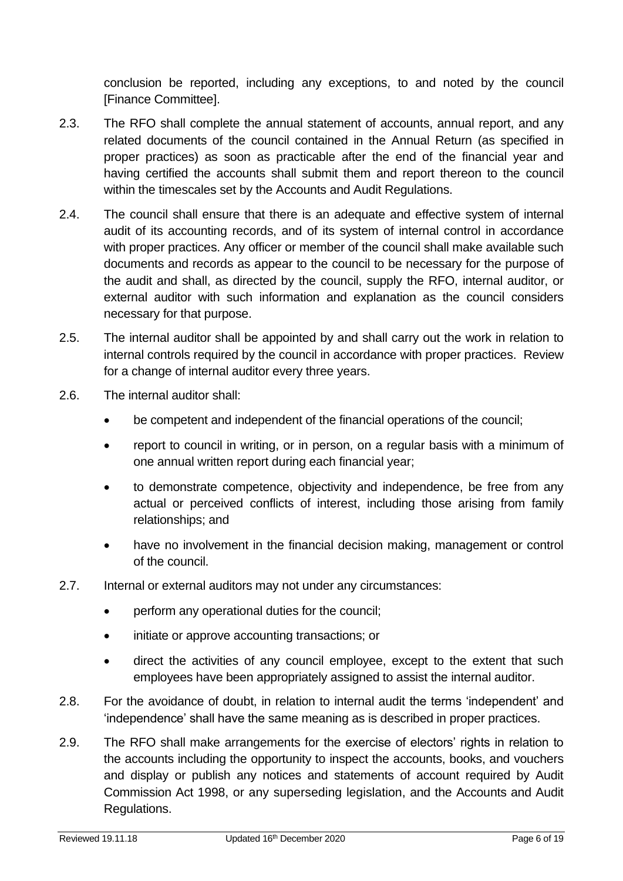conclusion be reported, including any exceptions, to and noted by the council [Finance Committee].

2.3. The RFO shall complete the annual statement of accounts, annual report, and any related documents of the council contained in the Annual Return (as specified in proper practices) as soon as practicable after the end of the financial year and having certified the accounts shall submit them and report thereon to the council within the timescales set by the Accounts and Audit Regulations.

2.4. The council shall ensure that there is an adequate and effective system of internal audit of its accounting records, and of its system of internal control in accordance with proper practices. Any officer or member of the council shall make available such documents and records as appear to the council to be necessary for the purpose of the audit and shall, as directed by the council, supply the RFO, internal auditor, or external auditor with such information and explanation as the council considers necessary for that purpose.

2.5. The internal auditor shall be appointed by and shall carry out the work in relation to internal controls required by the council in accordance with proper practices. Review for a change of internal auditor every three years.

2.6. The internal auditor shall:

- be competent and independent of the financial operations of the council;
- report to council in writing, or in person, on a regular basis with a minimum of one annual written report during each financial year;
- to demonstrate competence, objectivity and independence, be free from any actual or perceived conflicts of interest, including those arising from family relationships; and
- have no involvement in the financial decision making, management or control of the council.

2.7. Internal or external auditors may not under any circumstances:

- perform any operational duties for the council;
- initiate or approve accounting transactions; or
- direct the activities of any council employee, except to the extent that such employees have been appropriately assigned to assist the internal auditor.

2.8. For the avoidance of doubt, in relation to internal audit the terms 'independent' and 'independence' shall have the same meaning as is described in proper practices.

2.9. The RFO shall make arrangements for the exercise of electors' rights in relation to the accounts including the opportunity to inspect the accounts, books, and vouchers and display or publish any notices and statements of account required by Audit Commission Act 1998, or any superseding legislation, and the Accounts and Audit Regulations.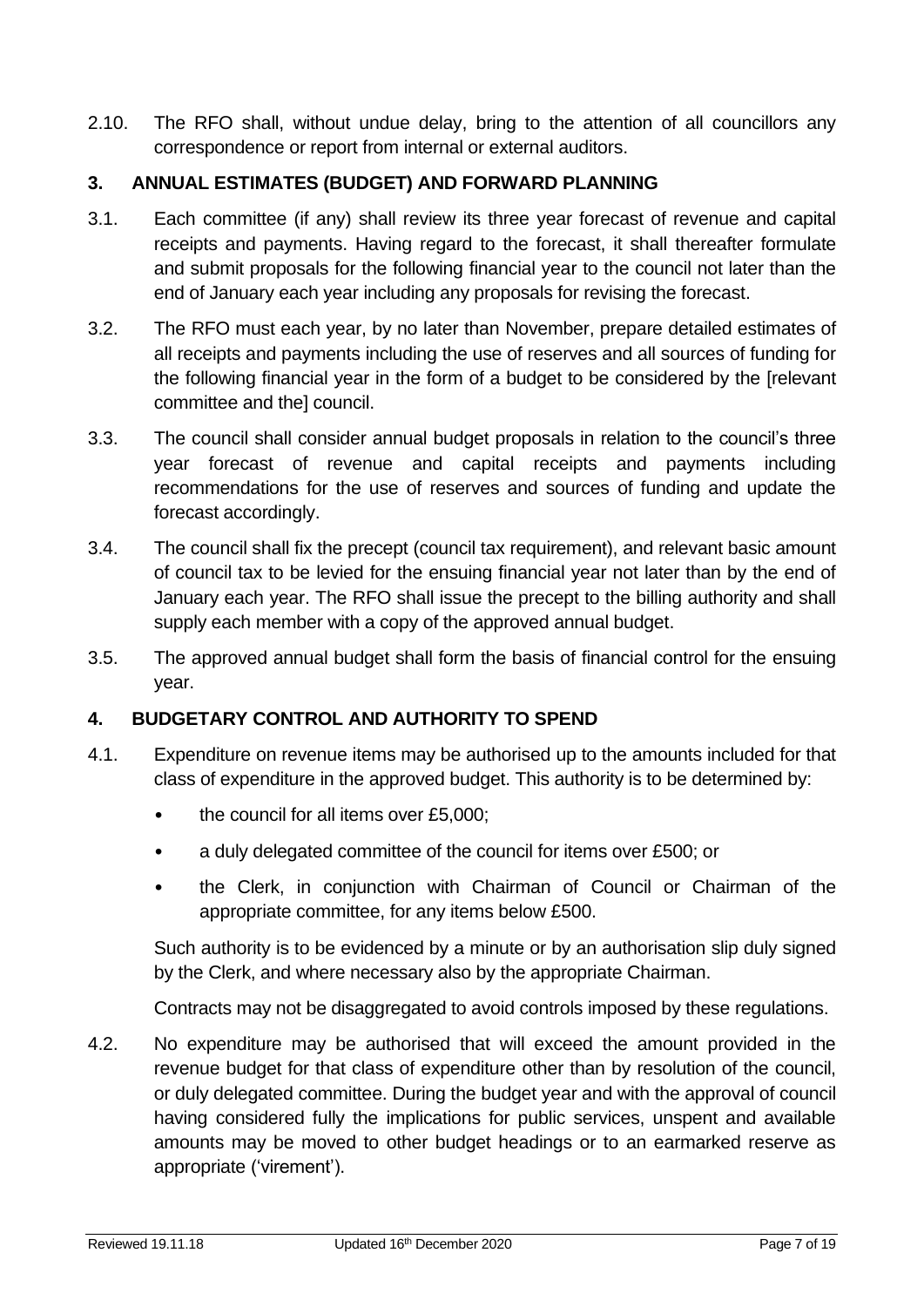2.10. The RFO shall, without undue delay, bring to the attention of all councillors any correspondence or report from internal or external auditors.

## 3. ANNUAL ESTIMATES (BUDGET) AND FORWARD PLANNING

3.1. Each committee (if any) shall review its three year forecast of revenue and capital receipts and payments. Having regard to the forecast, it shall thereafter formulate and submit proposals for the following financial year to the council not later than the end of January each year including any proposals for revising the forecast.

3.2. The RFO must each year, by no later than November, prepare detailed estimates of all receipts and payments including the use of reserves and all sources of funding for the following financial year in the form of a budget to be considered by the [relevant committee and the] council.

3.3. The council shall consider annual budget proposals in relation to the council's three year forecast of revenue and capital receipts and payments including recommendations for the use of reserves and sources of funding and update the forecast accordingly.

3.4. The council shall fix the precept (council tax requirement), and relevant basic amount of council tax to be levied for the ensuing financial year not later than by the end of January each year. The RFO shall issue the precept to the billing authority and shall supply each member with a copy of the approved annual budget.

3.5. The approved annual budget shall form the basis of financial control for the ensuing year.

## 4. BUDGETARY CONTROL AND AUTHORITY TO SPEND

4.1. Expenditure on revenue items may be authorised up to the amounts included for that class of expenditure in the approved budget. This authority is to be determined by:

- the council for all items over £5,000;
- a duly delegated committee of the council for items over £500; or
- the Clerk, in conjunction with Chairman of Council or Chairman of the appropriate committee, for any items below £500.

Such authority is to be evidenced by a minute or by an authorisation slip duly signed by the Clerk, and where necessary also by the appropriate Chairman.

Contracts may not be disaggregated to avoid controls imposed by these regulations.

4.2. No expenditure may be authorised that will exceed the amount provided in the revenue budget for that class of expenditure other than by resolution of the council, or duly delegated committee. During the budget year and with the approval of council having considered fully the implications for public services, unspent and available amounts may be moved to other budget headings or to an earmarked reserve as appropriate ('virement').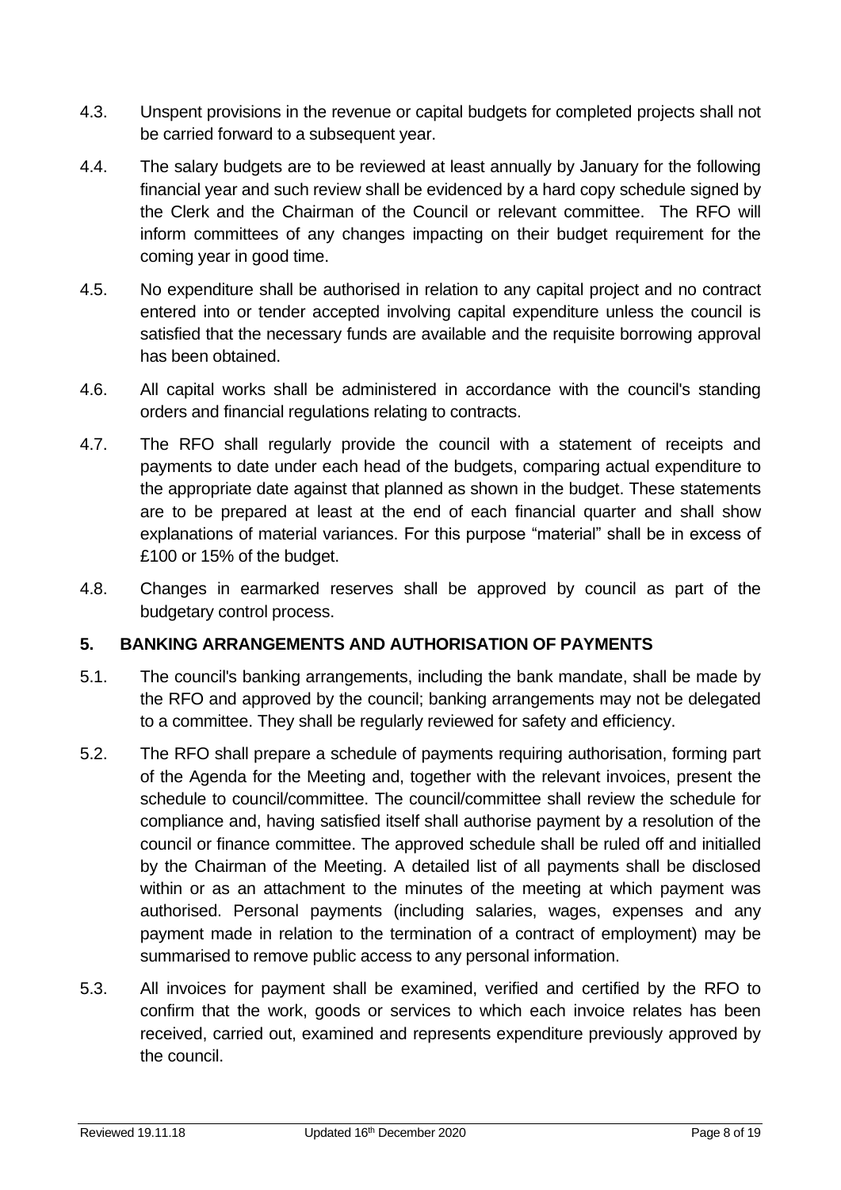4.3. Unspent provisions in the revenue or capital budgets for completed projects shall not be carried forward to a subsequent year.

4.4. The salary budgets are to be reviewed at least annually by January for the following financial year and such review shall be evidenced by a hard copy schedule signed by the Clerk and the Chairman of the Council or relevant committee. The RFO will inform committees of any changes impacting on their budget requirement for the coming year in good time.

4.5. No expenditure shall be authorised in relation to any capital project and no contract entered into or tender accepted involving capital expenditure unless the council is satisfied that the necessary funds are available and the requisite borrowing approval has been obtained.

4.6. All capital works shall be administered in accordance with the council's standing orders and financial regulations relating to contracts.

4.7. The RFO shall regularly provide the council with a statement of receipts and payments to date under each head of the budgets, comparing actual expenditure to the appropriate date against that planned as shown in the budget. These statements are to be prepared at least at the end of each financial quarter and shall show explanations of material variances. For this purpose "material" shall be in excess of £100 or 15% of the budget.

4.8. Changes in earmarked reserves shall be approved by council as part of the budgetary control process.

## 5. BANKING ARRANGEMENTS AND AUTHORISATION OF PAYMENTS

5.1. The council's banking arrangements, including the bank mandate, shall be made by the RFO and approved by the council; banking arrangements may not be delegated to a committee. They shall be regularly reviewed for safety and efficiency.

5.2. The RFO shall prepare a schedule of payments requiring authorisation, forming part of the Agenda for the Meeting and, together with the relevant invoices, present the schedule to council/committee. The council/committee shall review the schedule for compliance and, having satisfied itself shall authorise payment by a resolution of the council or finance committee. The approved schedule shall be ruled off and initialled by the Chairman of the Meeting. A detailed list of all payments shall be disclosed within or as an attachment to the minutes of the meeting at which payment was authorised. Personal payments (including salaries, wages, expenses and any payment made in relation to the termination of a contract of employment) may be summarised to remove public access to any personal information.

5.3. All invoices for payment shall be examined, verified and certified by the RFO to confirm that the work, goods or services to which each invoice relates has been received, carried out, examined and represents expenditure previously approved by the council.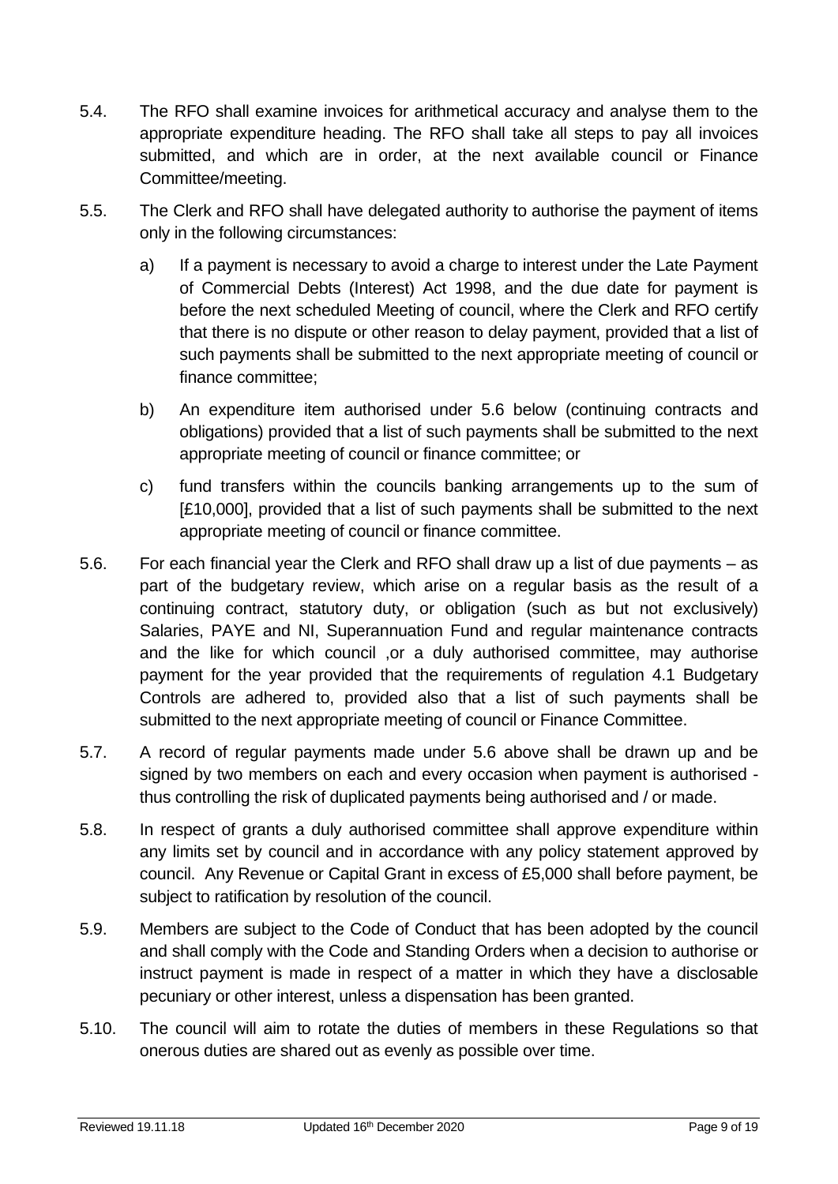5.4. The RFO shall examine invoices for arithmetical accuracy and analyse them to the appropriate expenditure heading. The RFO shall take all steps to pay all invoices submitted, and which are in order, at the next available council or Finance Committee/meeting.

5.5. The Clerk and RFO shall have delegated authority to authorise the payment of items only in the following circumstances:

a) If a payment is necessary to avoid a charge to interest under the Late Payment of Commercial Debts (Interest) Act 1998, and the due date for payment is before the next scheduled Meeting of council, where the Clerk and RFO certify that there is no dispute or other reason to delay payment, provided that a list of such payments shall be submitted to the next appropriate meeting of council or finance committee;

b) An expenditure item authorised under 5.6 below (continuing contracts and obligations) provided that a list of such payments shall be submitted to the next appropriate meeting of council or finance committee; or

c) fund transfers within the councils banking arrangements up to the sum of [£10,000], provided that a list of such payments shall be submitted to the next appropriate meeting of council or finance committee.

5.6. For each financial year the Clerk and RFO shall draw up a list of due payments – as part of the budgetary review, which arise on a regular basis as the result of a continuing contract, statutory duty, or obligation (such as but not exclusively) Salaries, PAYE and NI, Superannuation Fund and regular maintenance contracts and the like for which council ,or a duly authorised committee, may authorise payment for the year provided that the requirements of regulation 4.1 Budgetary Controls are adhered to, provided also that a list of such payments shall be submitted to the next appropriate meeting of council or Finance Committee.

5.7. A record of regular payments made under 5.6 above shall be drawn up and be signed by two members on each and every occasion when payment is authorised - thus controlling the risk of duplicated payments being authorised and / or made.

5.8. In respect of grants a duly authorised committee shall approve expenditure within any limits set by council and in accordance with any policy statement approved by council. Any Revenue or Capital Grant in excess of £5,000 shall before payment, be subject to ratification by resolution of the council.

5.9. Members are subject to the Code of Conduct that has been adopted by the council and shall comply with the Code and Standing Orders when a decision to authorise or instruct payment is made in respect of a matter in which they have a disclosable pecuniary or other interest, unless a dispensation has been granted.

5.10. The council will aim to rotate the duties of members in these Regulations so that onerous duties are shared out as evenly as possible over time.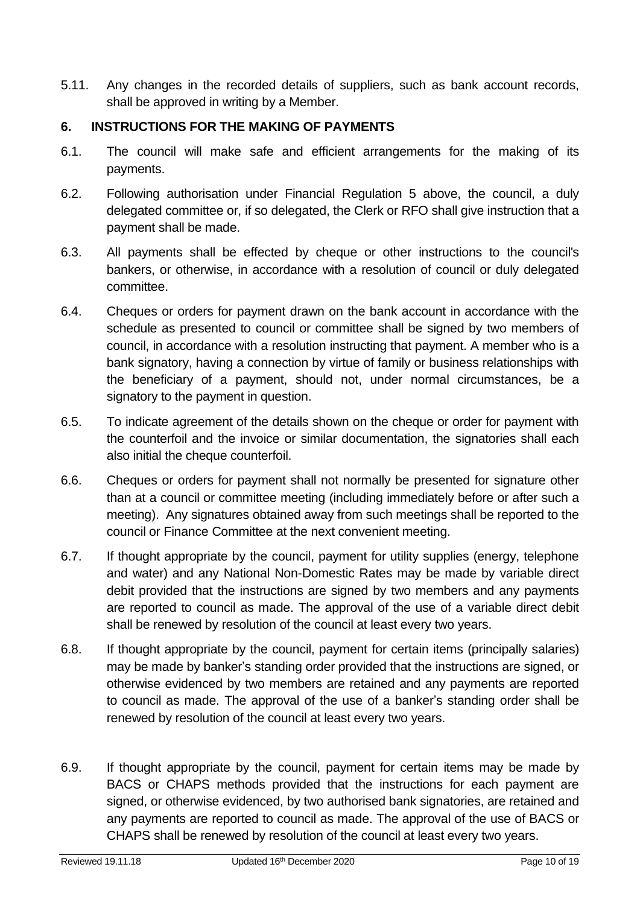5.11. Any changes in the recorded details of suppliers, such as bank account records, shall be approved in writing by a Member.

## 6. INSTRUCTIONS FOR THE MAKING OF PAYMENTS

6.1. The council will make safe and efficient arrangements for the making of its payments.

6.2. Following authorisation under Financial Regulation 5 above, the council, a duly delegated committee or, if so delegated, the Clerk or RFO shall give instruction that a payment shall be made.

6.3. All payments shall be effected by cheque or other instructions to the council's bankers, or otherwise, in accordance with a resolution of council or duly delegated committee.

6.4. Cheques or orders for payment drawn on the bank account in accordance with the schedule as presented to council or committee shall be signed by two members of council, in accordance with a resolution instructing that payment. A member who is a bank signatory, having a connection by virtue of family or business relationships with the beneficiary of a payment, should not, under normal circumstances, be a signatory to the payment in question.

6.5. To indicate agreement of the details shown on the cheque or order for payment with the counterfoil and the invoice or similar documentation, the signatories shall each also initial the cheque counterfoil.

6.6. Cheques or orders for payment shall not normally be presented for signature other than at a council or committee meeting (including immediately before or after such a meeting). Any signatures obtained away from such meetings shall be reported to the council or Finance Committee at the next convenient meeting.

6.7. If thought appropriate by the council, payment for utility supplies (energy, telephone and water) and any National Non-Domestic Rates may be made by variable direct debit provided that the instructions are signed by two members and any payments are reported to council as made. The approval of the use of a variable direct debit shall be renewed by resolution of the council at least every two years.

6.8. If thought appropriate by the council, payment for certain items (principally salaries) may be made by banker's standing order provided that the instructions are signed, or otherwise evidenced by two members are retained and any payments are reported to council as made. The approval of the use of a banker's standing order shall be renewed by resolution of the council at least every two years.

6.9. If thought appropriate by the council, payment for certain items may be made by BACS or CHAPS methods provided that the instructions for each payment are signed, or otherwise evidenced, by two authorised bank signatories, are retained and any payments are reported to council as made. The approval of the use of BACS or CHAPS shall be renewed by resolution of the council at least every two years.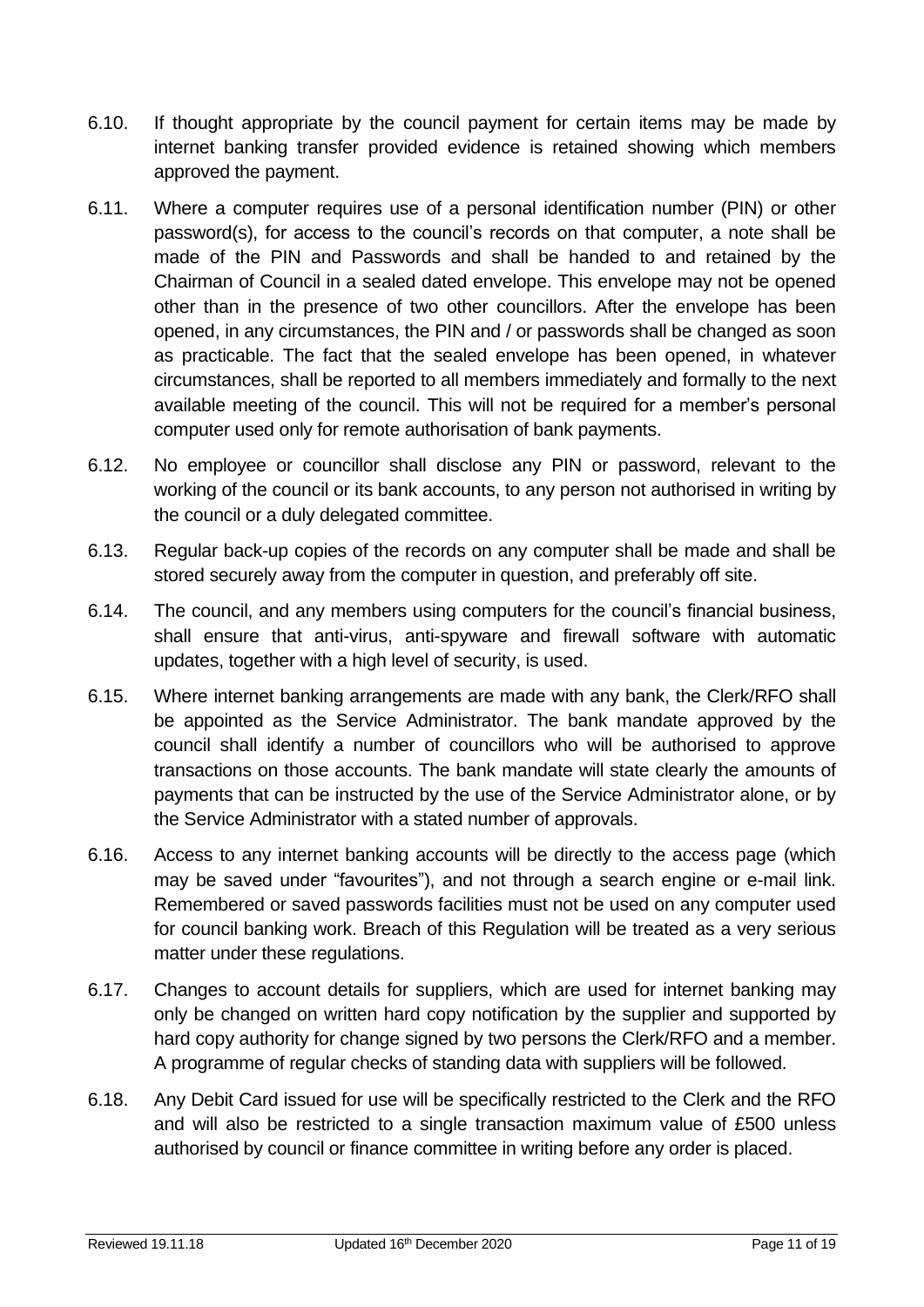6.10. If thought appropriate by the council payment for certain items may be made by internet banking transfer provided evidence is retained showing which members approved the payment.

6.11. Where a computer requires use of a personal identification number (PIN) or other password(s), for access to the council's records on that computer, a note shall be made of the PIN and Passwords and shall be handed to and retained by the Chairman of Council in a sealed dated envelope. This envelope may not be opened other than in the presence of two other councillors. After the envelope has been opened, in any circumstances, the PIN and / or passwords shall be changed as soon as practicable. The fact that the sealed envelope has been opened, in whatever circumstances, shall be reported to all members immediately and formally to the next available meeting of the council. This will not be required for a member's personal computer used only for remote authorisation of bank payments.

6.12. No employee or councillor shall disclose any PIN or password, relevant to the working of the council or its bank accounts, to any person not authorised in writing by the council or a duly delegated committee.

6.13. Regular back-up copies of the records on any computer shall be made and shall be stored securely away from the computer in question, and preferably off site.

6.14. The council, and any members using computers for the council's financial business, shall ensure that anti-virus, anti-spyware and firewall software with automatic updates, together with a high level of security, is used.

6.15. Where internet banking arrangements are made with any bank, the Clerk/RFO shall be appointed as the Service Administrator. The bank mandate approved by the council shall identify a number of councillors who will be authorised to approve transactions on those accounts. The bank mandate will state clearly the amounts of payments that can be instructed by the use of the Service Administrator alone, or by the Service Administrator with a stated number of approvals.

6.16. Access to any internet banking accounts will be directly to the access page (which may be saved under "favourites"), and not through a search engine or e-mail link. Remembered or saved passwords facilities must not be used on any computer used for council banking work. Breach of this Regulation will be treated as a very serious matter under these regulations.

6.17. Changes to account details for suppliers, which are used for internet banking may only be changed on written hard copy notification by the supplier and supported by hard copy authority for change signed by two persons the Clerk/RFO and a member. A programme of regular checks of standing data with suppliers will be followed.

6.18. Any Debit Card issued for use will be specifically restricted to the Clerk and the RFO and will also be restricted to a single transaction maximum value of £500 unless authorised by council or finance committee in writing before any order is placed.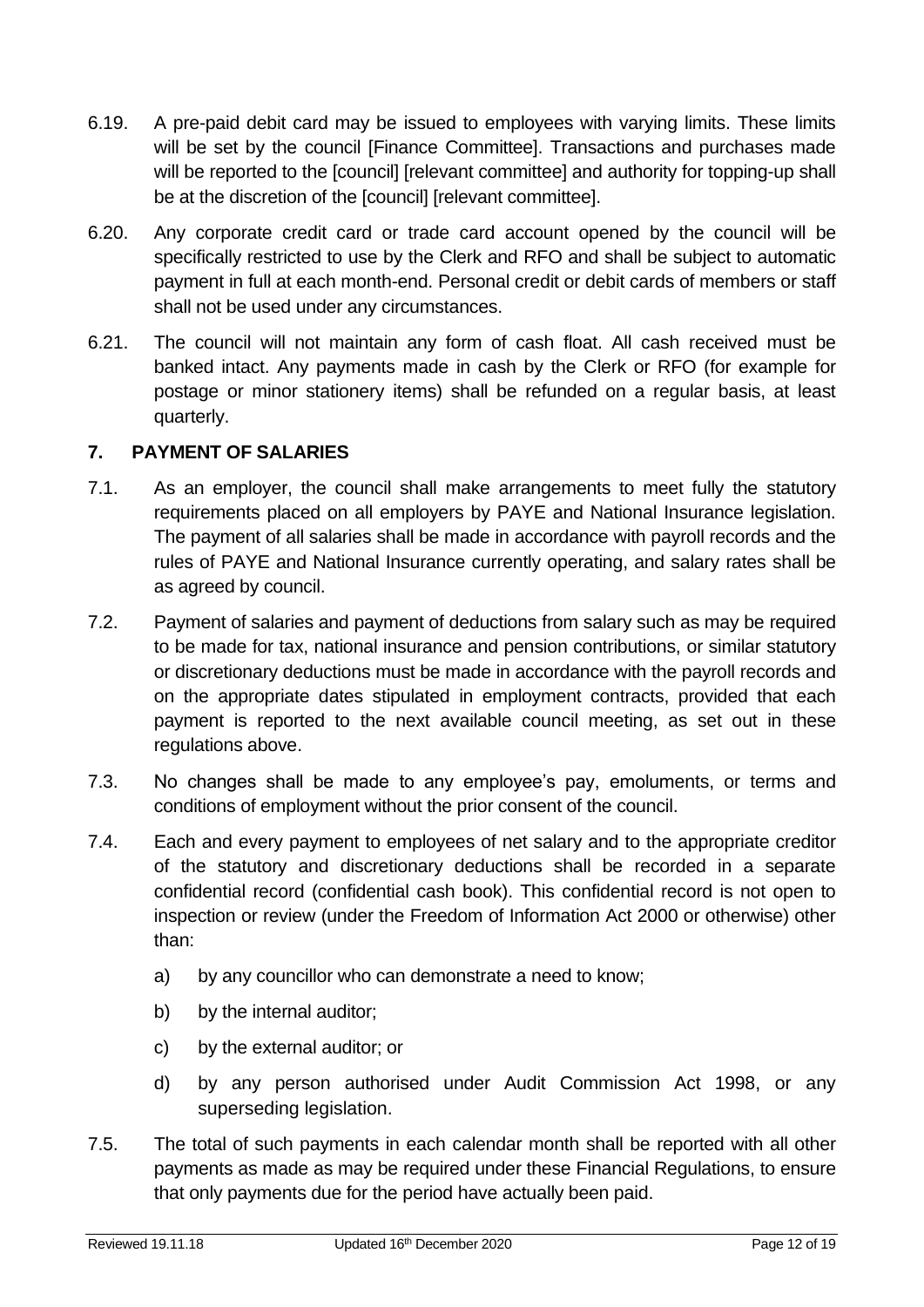6.19. A pre-paid debit card may be issued to employees with varying limits. These limits will be set by the council [Finance Committee]. Transactions and purchases made will be reported to the [council] [relevant committee] and authority for topping-up shall be at the discretion of the [council] [relevant committee].

6.20. Any corporate credit card or trade card account opened by the council will be specifically restricted to use by the Clerk and RFO and shall be subject to automatic payment in full at each month-end. Personal credit or debit cards of members or staff shall not be used under any circumstances.

6.21. The council will not maintain any form of cash float. All cash received must be banked intact. Any payments made in cash by the Clerk or RFO (for example for postage or minor stationery items) shall be refunded on a regular basis, at least quarterly.

## 7. PAYMENT OF SALARIES

7.1. As an employer, the council shall make arrangements to meet fully the statutory requirements placed on all employers by PAYE and National Insurance legislation. The payment of all salaries shall be made in accordance with payroll records and the rules of PAYE and National Insurance currently operating, and salary rates shall be as agreed by council.

7.2. Payment of salaries and payment of deductions from salary such as may be required to be made for tax, national insurance and pension contributions, or similar statutory or discretionary deductions must be made in accordance with the payroll records and on the appropriate dates stipulated in employment contracts, provided that each payment is reported to the next available council meeting, as set out in these regulations above.

7.3. No changes shall be made to any employee's pay, emoluments, or terms and conditions of employment without the prior consent of the council.

7.4. Each and every payment to employees of net salary and to the appropriate creditor of the statutory and discretionary deductions shall be recorded in a separate confidential record (confidential cash book). This confidential record is not open to inspection or review (under the Freedom of Information Act 2000 or otherwise) other than:

a) by any councillor who can demonstrate a need to know;

b) by the internal auditor;

c) by the external auditor; or

d) by any person authorised under Audit Commission Act 1998, or any superseding legislation.

7.5. The total of such payments in each calendar month shall be reported with all other payments as made as may be required under these Financial Regulations, to ensure that only payments due for the period have actually been paid.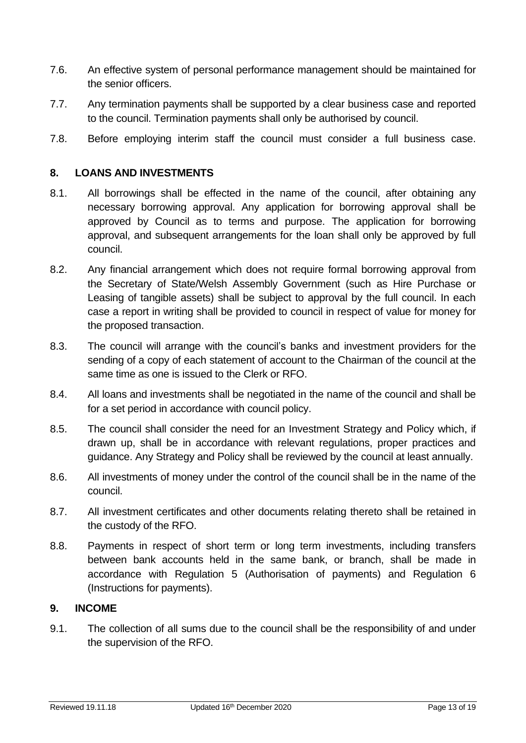7.6. An effective system of personal performance management should be maintained for the senior officers.

7.7. Any termination payments shall be supported by a clear business case and reported to the council. Termination payments shall only be authorised by council.

7.8. Before employing interim staff the council must consider a full business case.

## 8. LOANS AND INVESTMENTS

8.1. All borrowings shall be effected in the name of the council, after obtaining any necessary borrowing approval. Any application for borrowing approval shall be approved by Council as to terms and purpose. The application for borrowing approval, and subsequent arrangements for the loan shall only be approved by full council.

8.2. Any financial arrangement which does not require formal borrowing approval from the Secretary of State/Welsh Assembly Government (such as Hire Purchase or Leasing of tangible assets) shall be subject to approval by the full council. In each case a report in writing shall be provided to council in respect of value for money for the proposed transaction.

8.3. The council will arrange with the council's banks and investment providers for the sending of a copy of each statement of account to the Chairman of the council at the same time as one is issued to the Clerk or RFO.

8.4. All loans and investments shall be negotiated in the name of the council and shall be for a set period in accordance with council policy.

8.5. The council shall consider the need for an Investment Strategy and Policy which, if drawn up, shall be in accordance with relevant regulations, proper practices and guidance. Any Strategy and Policy shall be reviewed by the council at least annually.

8.6. All investments of money under the control of the council shall be in the name of the council.

8.7. All investment certificates and other documents relating thereto shall be retained in the custody of the RFO.

8.8. Payments in respect of short term or long term investments, including transfers between bank accounts held in the same bank, or branch, shall be made in accordance with Regulation 5 (Authorisation of payments) and Regulation 6 (Instructions for payments).

## 9. INCOME

9.1. The collection of all sums due to the council shall be the responsibility of and under the supervision of the RFO.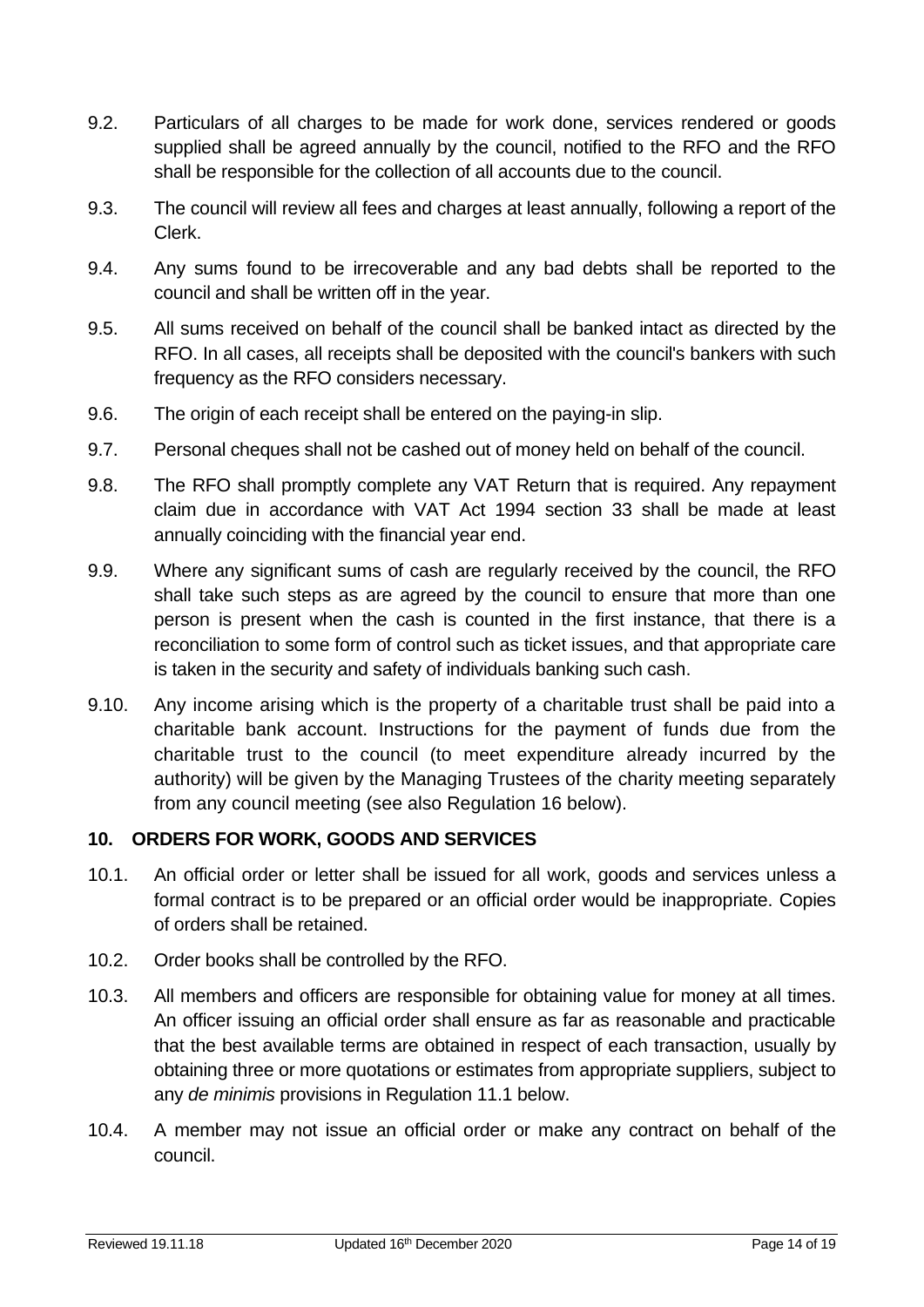9.2. Particulars of all charges to be made for work done, services rendered or goods supplied shall be agreed annually by the council, notified to the RFO and the RFO shall be responsible for the collection of all accounts due to the council.

9.3. The council will review all fees and charges at least annually, following a report of the Clerk.

9.4. Any sums found to be irrecoverable and any bad debts shall be reported to the council and shall be written off in the year.

9.5. All sums received on behalf of the council shall be banked intact as directed by the RFO. In all cases, all receipts shall be deposited with the council's bankers with such frequency as the RFO considers necessary.

9.6. The origin of each receipt shall be entered on the paying-in slip.

9.7. Personal cheques shall not be cashed out of money held on behalf of the council.

9.8. The RFO shall promptly complete any VAT Return that is required. Any repayment claim due in accordance with VAT Act 1994 section 33 shall be made at least annually coinciding with the financial year end.

9.9. Where any significant sums of cash are regularly received by the council, the RFO shall take such steps as are agreed by the council to ensure that more than one person is present when the cash is counted in the first instance, that there is a reconciliation to some form of control such as ticket issues, and that appropriate care is taken in the security and safety of individuals banking such cash.

9.10. Any income arising which is the property of a charitable trust shall be paid into a charitable bank account. Instructions for the payment of funds due from the charitable trust to the council (to meet expenditure already incurred by the authority) will be given by the Managing Trustees of the charity meeting separately from any council meeting (see also Regulation 16 below).

## 10. ORDERS FOR WORK, GOODS AND SERVICES

10.1. An official order or letter shall be issued for all work, goods and services unless a formal contract is to be prepared or an official order would be inappropriate. Copies of orders shall be retained.

10.2. Order books shall be controlled by the RFO.

10.3. All members and officers are responsible for obtaining value for money at all times. An officer issuing an official order shall ensure as far as reasonable and practicable that the best available terms are obtained in respect of each transaction, usually by obtaining three or more quotations or estimates from appropriate suppliers, subject to any *de minimis* provisions in Regulation 11.1 below.

10.4. A member may not issue an official order or make any contract on behalf of the council.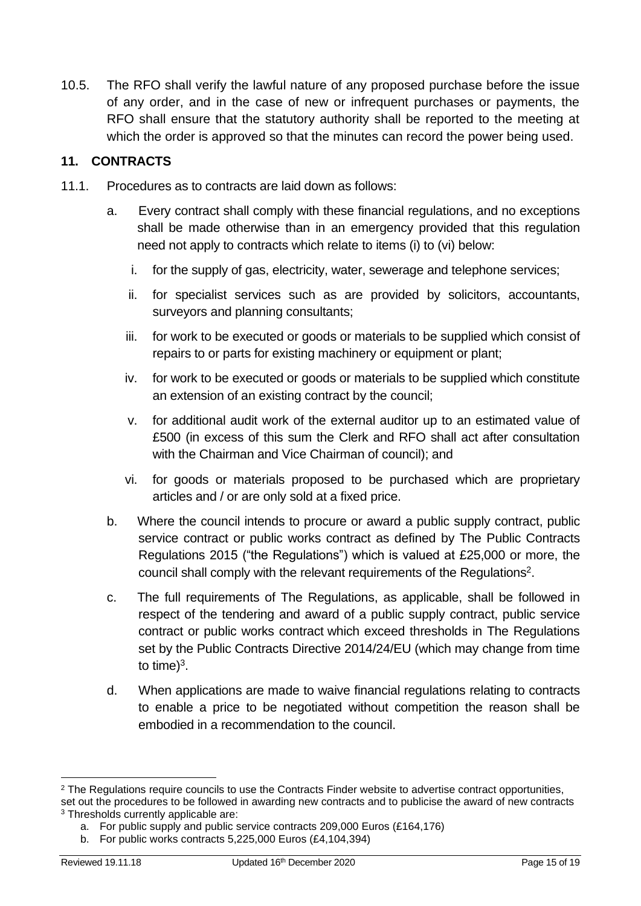10.5. The RFO shall verify the lawful nature of any proposed purchase before the issue of any order, and in the case of new or infrequent purchases or payments, the RFO shall ensure that the statutory authority shall be reported to the meeting at which the order is approved so that the minutes can record the power being used.

## 11. CONTRACTS

11.1. Procedures as to contracts are laid down as follows:

a. Every contract shall comply with these financial regulations, and no exceptions shall be made otherwise than in an emergency provided that this regulation need not apply to contracts which relate to items (i) to (vi) below:

   i. for the supply of gas, electricity, water, sewerage and telephone services;

   ii. for specialist services such as are provided by solicitors, accountants, surveyors and planning consultants;

   iii. for work to be executed or goods or materials to be supplied which consist of repairs to or parts for existing machinery or equipment or plant;

   iv. for work to be executed or goods or materials to be supplied which constitute an extension of an existing contract by the council;

   v. for additional audit work of the external auditor up to an estimated value of £500 (in excess of this sum the Clerk and RFO shall act after consultation with the Chairman and Vice Chairman of council); and

   vi. for goods or materials proposed to be purchased which are proprietary articles and / or are only sold at a fixed price.

b. Where the council intends to procure or award a public supply contract, public service contract or public works contract as defined by The Public Contracts Regulations 2015 ("the Regulations") which is valued at £25,000 or more, the council shall comply with the relevant requirements of the Regulations[2].

c. The full requirements of The Regulations, as applicable, shall be followed in respect of the tendering and award of a public supply contract, public service contract or public works contract which exceed thresholds in The Regulations set by the Public Contracts Directive 2014/24/EU (which may change from time to time)[3].

d. When applications are made to waive financial regulations relating to contracts to enable a price to be negotiated without competition the reason shall be embodied in a recommendation to the council.

---

[2] The Regulations require councils to use the Contracts Finder website to advertise contract opportunities, set out the procedures to be followed in awarding new contracts and to publicise the award of new contracts

[3] Thresholds currently applicable are:

a. For public supply and public service contracts 209,000 Euros (£164,176)

b. For public works contracts 5,225,000 Euros (£4,104,394)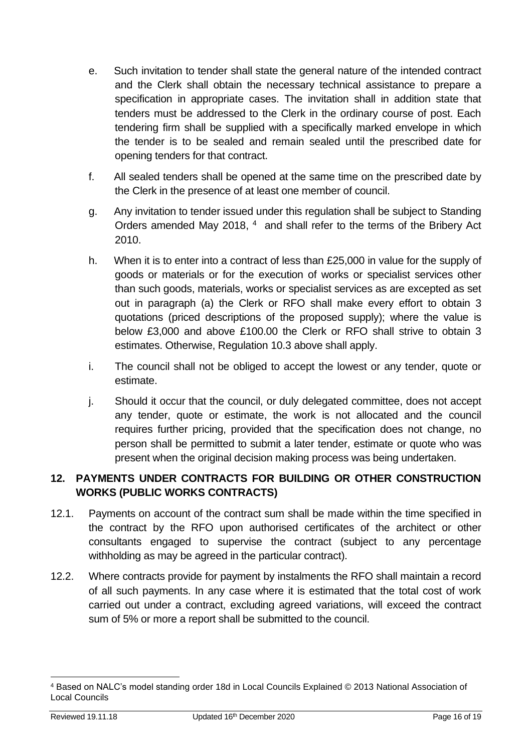e. Such invitation to tender shall state the general nature of the intended contract and the Clerk shall obtain the necessary technical assistance to prepare a specification in appropriate cases. The invitation shall in addition state that tenders must be addressed to the Clerk in the ordinary course of post. Each tendering firm shall be supplied with a specifically marked envelope in which the tender is to be sealed and remain sealed until the prescribed date for opening tenders for that contract.

f. All sealed tenders shall be opened at the same time on the prescribed date by the Clerk in the presence of at least one member of council.

g. Any invitation to tender issued under this regulation shall be subject to Standing Orders amended May 2018, [4] and shall refer to the terms of the Bribery Act 2010.

h. When it is to enter into a contract of less than £25,000 in value for the supply of goods or materials or for the execution of works or specialist services other than such goods, materials, works or specialist services as are excepted as set out in paragraph (a) the Clerk or RFO shall make every effort to obtain 3 quotations (priced descriptions of the proposed supply); where the value is below £3,000 and above £100.00 the Clerk or RFO shall strive to obtain 3 estimates. Otherwise, Regulation 10.3 above shall apply.

i. The council shall not be obliged to accept the lowest or any tender, quote or estimate.

j. Should it occur that the council, or duly delegated committee, does not accept any tender, quote or estimate, the work is not allocated and the council requires further pricing, provided that the specification does not change, no person shall be permitted to submit a later tender, estimate or quote who was present when the original decision making process was being undertaken.

## 12. PAYMENTS UNDER CONTRACTS FOR BUILDING OR OTHER CONSTRUCTION WORKS (PUBLIC WORKS CONTRACTS)

12.1. Payments on account of the contract sum shall be made within the time specified in the contract by the RFO upon authorised certificates of the architect or other consultants engaged to supervise the contract (subject to any percentage withholding as may be agreed in the particular contract).

12.2. Where contracts provide for payment by instalments the RFO shall maintain a record of all such payments. In any case where it is estimated that the total cost of work carried out under a contract, excluding agreed variations, will exceed the contract sum of 5% or more a report shall be submitted to the council.

---

[4] Based on NALC's model standing order 18d in Local Councils Explained © 2013 National Association of Local Councils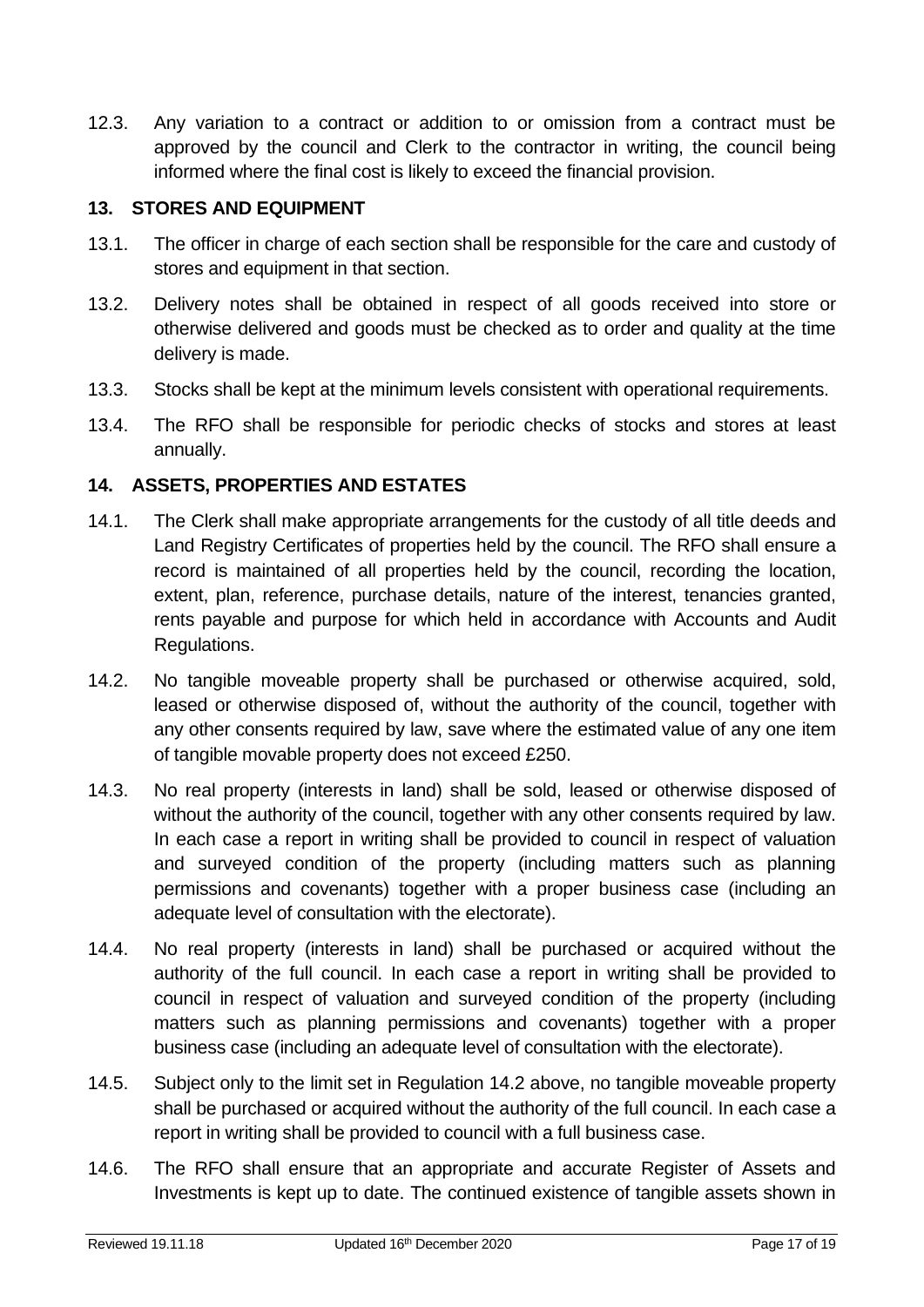12.3. Any variation to a contract or addition to or omission from a contract must be approved by the council and Clerk to the contractor in writing, the council being informed where the final cost is likely to exceed the financial provision.

## 13. STORES AND EQUIPMENT

13.1. The officer in charge of each section shall be responsible for the care and custody of stores and equipment in that section.

13.2. Delivery notes shall be obtained in respect of all goods received into store or otherwise delivered and goods must be checked as to order and quality at the time delivery is made.

13.3. Stocks shall be kept at the minimum levels consistent with operational requirements.

13.4. The RFO shall be responsible for periodic checks of stocks and stores at least annually.

## 14. ASSETS, PROPERTIES AND ESTATES

14.1. The Clerk shall make appropriate arrangements for the custody of all title deeds and Land Registry Certificates of properties held by the council. The RFO shall ensure a record is maintained of all properties held by the council, recording the location, extent, plan, reference, purchase details, nature of the interest, tenancies granted, rents payable and purpose for which held in accordance with Accounts and Audit Regulations.

14.2. No tangible moveable property shall be purchased or otherwise acquired, sold, leased or otherwise disposed of, without the authority of the council, together with any other consents required by law, save where the estimated value of any one item of tangible movable property does not exceed £250.

14.3. No real property (interests in land) shall be sold, leased or otherwise disposed of without the authority of the council, together with any other consents required by law. In each case a report in writing shall be provided to council in respect of valuation and surveyed condition of the property (including matters such as planning permissions and covenants) together with a proper business case (including an adequate level of consultation with the electorate).

14.4. No real property (interests in land) shall be purchased or acquired without the authority of the full council. In each case a report in writing shall be provided to council in respect of valuation and surveyed condition of the property (including matters such as planning permissions and covenants) together with a proper business case (including an adequate level of consultation with the electorate).

14.5. Subject only to the limit set in Regulation 14.2 above, no tangible moveable property shall be purchased or acquired without the authority of the full council. In each case a report in writing shall be provided to council with a full business case.

14.6. The RFO shall ensure that an appropriate and accurate Register of Assets and Investments is kept up to date. The continued existence of tangible assets shown in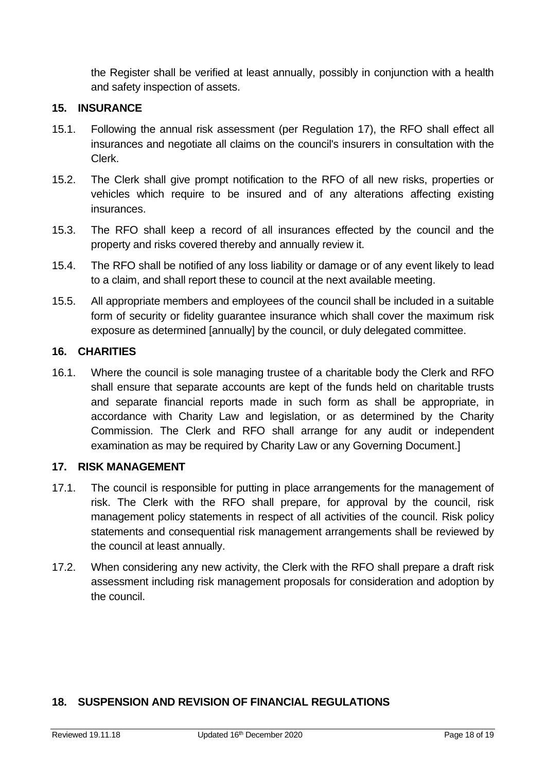the Register shall be verified at least annually, possibly in conjunction with a health and safety inspection of assets.

## 15. INSURANCE

15.1. Following the annual risk assessment (per Regulation 17), the RFO shall effect all insurances and negotiate all claims on the council's insurers in consultation with the Clerk.

15.2. The Clerk shall give prompt notification to the RFO of all new risks, properties or vehicles which require to be insured and of any alterations affecting existing insurances.

15.3. The RFO shall keep a record of all insurances effected by the council and the property and risks covered thereby and annually review it.

15.4. The RFO shall be notified of any loss liability or damage or of any event likely to lead to a claim, and shall report these to council at the next available meeting.

15.5. All appropriate members and employees of the council shall be included in a suitable form of security or fidelity guarantee insurance which shall cover the maximum risk exposure as determined [annually] by the council, or duly delegated committee.

## 16. CHARITIES

16.1. Where the council is sole managing trustee of a charitable body the Clerk and RFO shall ensure that separate accounts are kept of the funds held on charitable trusts and separate financial reports made in such form as shall be appropriate, in accordance with Charity Law and legislation, or as determined by the Charity Commission. The Clerk and RFO shall arrange for any audit or independent examination as may be required by Charity Law or any Governing Document.]

## 17. RISK MANAGEMENT

17.1. The council is responsible for putting in place arrangements for the management of risk. The Clerk with the RFO shall prepare, for approval by the council, risk management policy statements in respect of all activities of the council. Risk policy statements and consequential risk management arrangements shall be reviewed by the council at least annually.

17.2. When considering any new activity, the Clerk with the RFO shall prepare a draft risk assessment including risk management proposals for consideration and adoption by the council.

## 18. SUSPENSION AND REVISION OF FINANCIAL REGULATIONS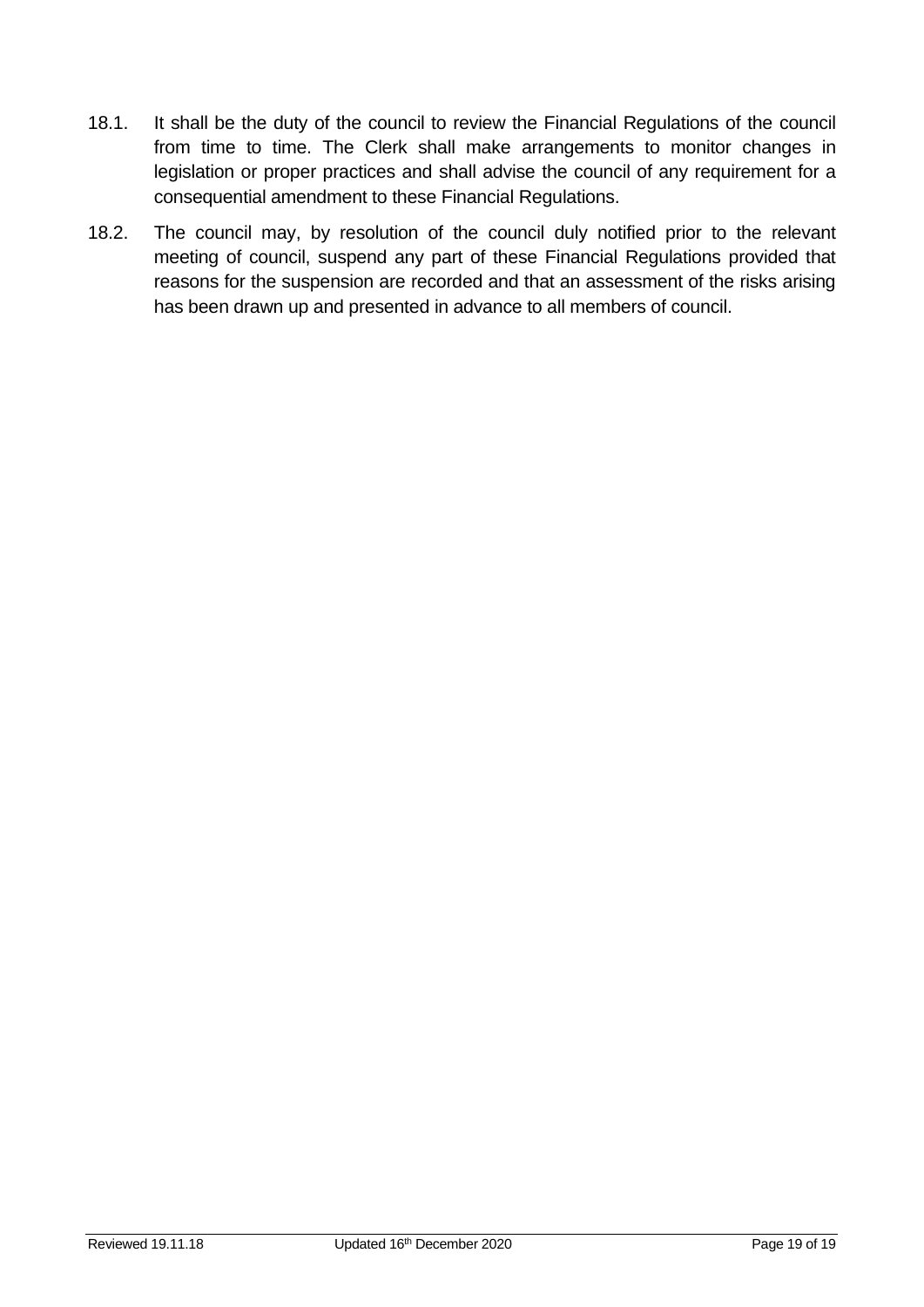18.1. It shall be the duty of the council to review the Financial Regulations of the council from time to time. The Clerk shall make arrangements to monitor changes in legislation or proper practices and shall advise the council of any requirement for a consequential amendment to these Financial Regulations.

18.2. The council may, by resolution of the council duly notified prior to the relevant meeting of council, suspend any part of these Financial Regulations provided that reasons for the suspension are recorded and that an assessment of the risks arising has been drawn up and presented in advance to all members of council.